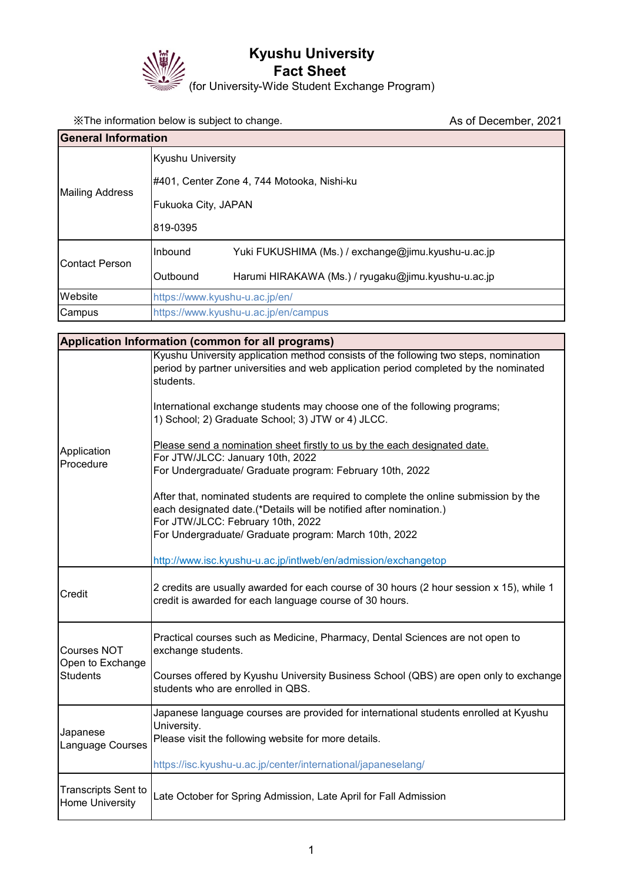# Kyushu University
# Fact Sheet
(for University-Wide Student Exchange Program)

※The information below is subject to change.

As of December, 2021

| **General Information** | | |
|---|---|---|
| Mailing Address | Kyushu University<br><br>#401, Center Zone 4, 744 Motooka, Nishi-ku<br><br>Fukuoka City, JAPAN<br><br>819-0395 | |
| Contact Person | Inbound | Yuki FUKUSHIMA (Ms.) / exchange@jimu.kyushu-u.ac.jp |
| | Outbound | Harumi HIRAKAWA (Ms.) / ryugaku@jimu.kyushu-u.ac.jp |
| Website | https://www.kyushu-u.ac.jp/en/ | |
| Campus | https://www.kyushu-u.ac.jp/en/campus | |

| **Application Information (common for all programs)** | |
|---|---|
| Application Procedure | Kyushu University application method consists of the following two steps, nomination period by partner universities and web application period completed by the nominated students.<br><br>International exchange students may choose one of the following programs;<br>1) School; 2) Graduate School; 3) JTW or 4) JLCC.<br><br>Please send a nomination sheet firstly to us by the each designated date.<br>For JTW/JLCC: January 10th, 2022<br>For Undergraduate/ Graduate program: February 10th, 2022<br><br>After that, nominated students are required to complete the online submission by the each designated date.(*Details will be notified after nomination.)<br>For JTW/JLCC: February 10th, 2022<br>For Undergraduate/ Graduate program: March 10th, 2022<br><br>http://www.isc.kyushu-u.ac.jp/intlweb/en/admission/exchangetop |
| Credit | 2 credits are usually awarded for each course of 30 hours (2 hour session x 15), while 1 credit is awarded for each language course of 30 hours. |
| Courses NOT Open to Exchange Students | Practical courses such as Medicine, Pharmacy, Dental Sciences are not open to exchange students.<br><br>Courses offered by Kyushu University Business School (QBS) are open only to exchange students who are enrolled in QBS. |
| Japanese Language Courses | Japanese language courses are provided for international students enrolled at Kyushu University.<br>Please visit the following website for more details.<br><br>https://isc.kyushu-u.ac.jp/center/international/japaneselang/ |
| Transcripts Sent to Home University | Late October for Spring Admission, Late April for Fall Admission |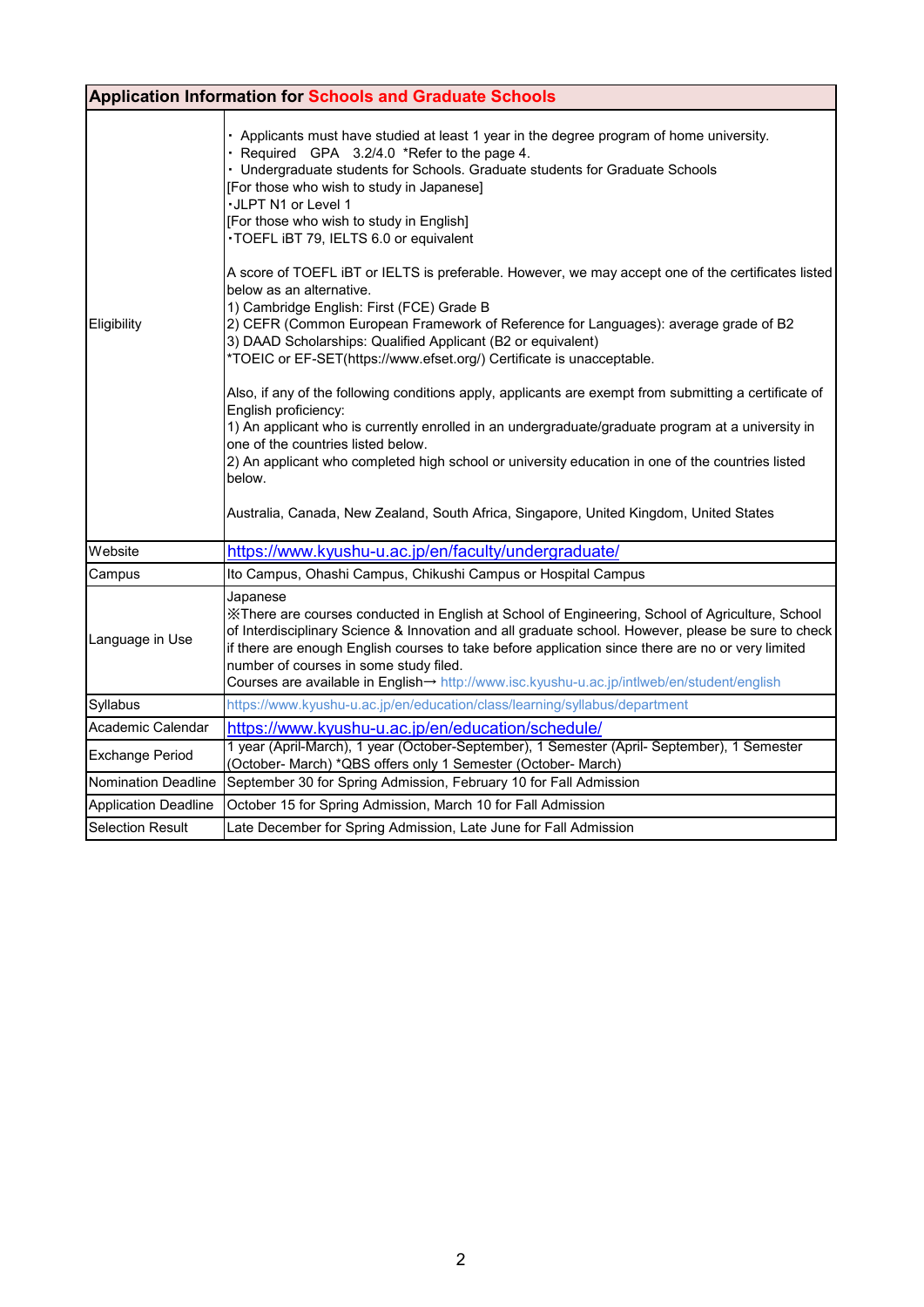| Application Information for Schools and Graduate Schools | |
|---|---|
| Eligibility | ・ Applicants must have studied at least 1 year in the degree program of home university.<br>・ Required GPA 3.2/4.0 *Refer to the page 4.<br>・ Undergraduate students for Schools. Graduate students for Graduate Schools<br>[For those who wish to study in Japanese]<br>・JLPT N1 or Level 1<br>[For those who wish to study in English]<br>・TOEFL iBT 79, IELTS 6.0 or equivalent<br><br>A score of TOEFL iBT or IELTS is preferable. However, we may accept one of the certificates listed below as an alternative.<br>1) Cambridge English: First (FCE) Grade B<br>2) CEFR (Common European Framework of Reference for Languages): average grade of B2<br>3) DAAD Scholarships: Qualified Applicant (B2 or equivalent)<br>*TOEIC or EF-SET(https://www.efset.org/) Certificate is unacceptable.<br><br>Also, if any of the following conditions apply, applicants are exempt from submitting a certificate of English proficiency:<br>1) An applicant who is currently enrolled in an undergraduate/graduate program at a university in one of the countries listed below.<br>2) An applicant who completed high school or university education in one of the countries listed below.<br><br>Australia, Canada, New Zealand, South Africa, Singapore, United Kingdom, United States |
| Website | https://www.kyushu-u.ac.jp/en/faculty/undergraduate/ |
| Campus | Ito Campus, Ohashi Campus, Chikushi Campus or Hospital Campus |
| Language in Use | Japanese<br>※There are courses conducted in English at School of Engineering, School of Agriculture, School of Interdisciplinary Science & Innovation and all graduate school. However, please be sure to check if there are enough English courses to take before application since there are no or very limited number of courses in some study filed.<br>Courses are available in English→ http://www.isc.kyushu-u.ac.jp/intlweb/en/student/english |
| Syllabus | https://www.kyushu-u.ac.jp/en/education/class/learning/syllabus/department |
| Academic Calendar | https://www.kyushu-u.ac.jp/en/education/schedule/ |
| Exchange Period | 1 year (April-March), 1 year (October-September), 1 Semester (April- September), 1 Semester (October- March) *QBS offers only 1 Semester (October- March) |
| Nomination Deadline | September 30 for Spring Admission, February 10 for Fall Admission |
| Application Deadline | October 15 for Spring Admission, March 10 for Fall Admission |
| Selection Result | Late December for Spring Admission, Late June for Fall Admission |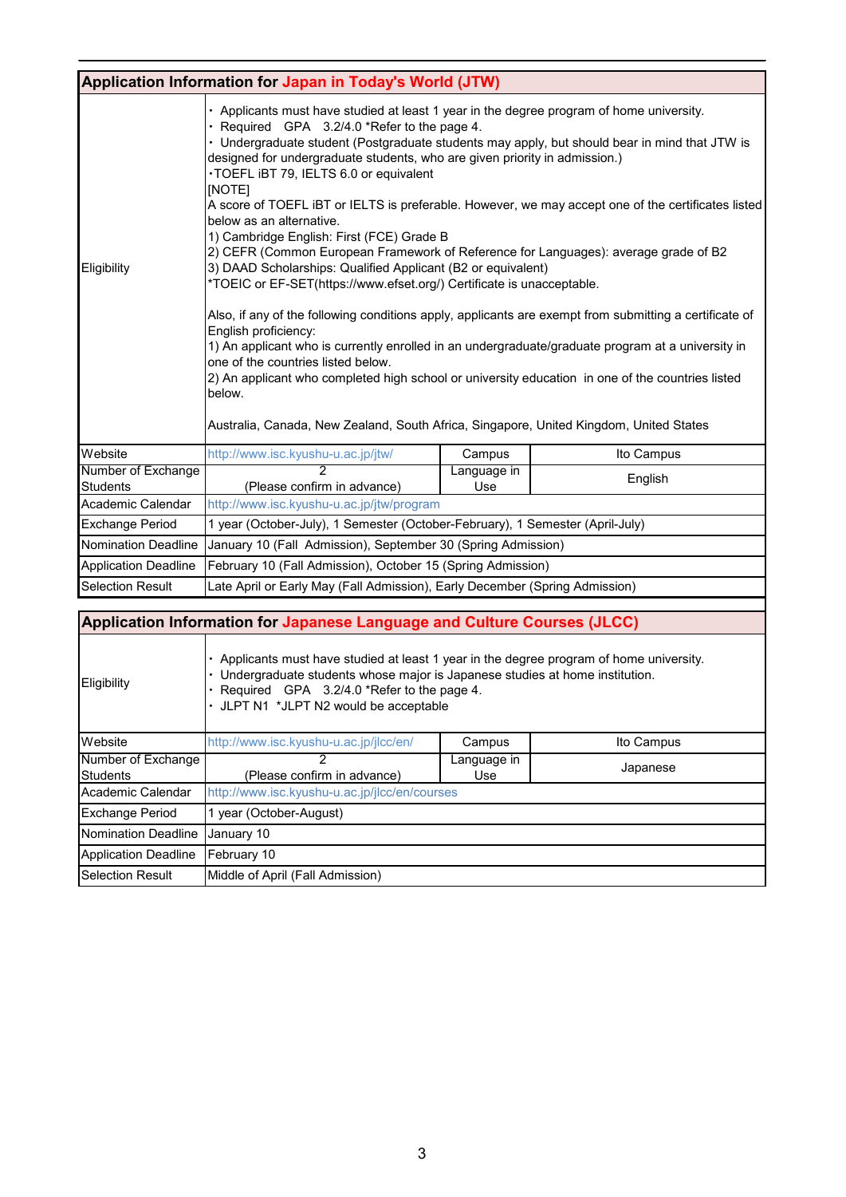## Application Information for Japan in Today's World (JTW)

| | | | |
|---|---|---|---|
| Eligibility | ・ Applicants must have studied at least 1 year in the degree program of home university.<br>・ Required GPA 3.2/4.0 *Refer to the page 4.<br>・ Undergraduate student (Postgraduate students may apply, but should bear in mind that JTW is designed for undergraduate students, who are given priority in admission.)<br>・TOEFL iBT 79, IELTS 6.0 or equivalent<br>[NOTE]<br>A score of TOEFL iBT or IELTS is preferable. However, we may accept one of the certificates listed below as an alternative.<br>1) Cambridge English: First (FCE) Grade B<br>2) CEFR (Common European Framework of Reference for Languages): average grade of B2<br>3) DAAD Scholarships: Qualified Applicant (B2 or equivalent)<br>*TOEIC or EF-SET(https://www.efset.org/) Certificate is unacceptable.<br><br>Also, if any of the following conditions apply, applicants are exempt from submitting a certificate of English proficiency:<br>1) An applicant who is currently enrolled in an undergraduate/graduate program at a university in one of the countries listed below.<br>2) An applicant who completed high school or university education in one of the countries listed below.<br><br>Australia, Canada, New Zealand, South Africa, Singapore, United Kingdom, United States | | |
| Website | http://www.isc.kyushu-u.ac.jp/jtw/ | Campus | Ito Campus |
| Number of Exchange Students | 2<br>(Please confirm in advance) | Language in Use | English |
| Academic Calendar | http://www.isc.kyushu-u.ac.jp/jtw/program | | |
| Exchange Period | 1 year (October-July), 1 Semester (October-February), 1 Semester (April-July) | | |
| Nomination Deadline | January 10 (Fall Admission), September 30 (Spring Admission) | | |
| Application Deadline | February 10 (Fall Admission), October 15 (Spring Admission) | | |
| Selection Result | Late April or Early May (Fall Admission), Early December (Spring Admission) | | |

## Application Information for Japanese Language and Culture Courses (JLCC)

| | | | |
|---|---|---|---|
| Eligibility | ・ Applicants must have studied at least 1 year in the degree program of home university.<br>・ Undergraduate students whose major is Japanese studies at home institution.<br>・ Required GPA 3.2/4.0 *Refer to the page 4.<br>・ JLPT N1 *JLPT N2 would be acceptable | | |
| Website | http://www.isc.kyushu-u.ac.jp/jlcc/en/ | Campus | Ito Campus |
| Number of Exchange Students | 2<br>(Please confirm in advance) | Language in Use | Japanese |
| Academic Calendar | http://www.isc.kyushu-u.ac.jp/jlcc/en/courses | | |
| Exchange Period | 1 year (October-August) | | |
| Nomination Deadline | January 10 | | |
| Application Deadline | February 10 | | |
| Selection Result | Middle of April (Fall Admission) | | |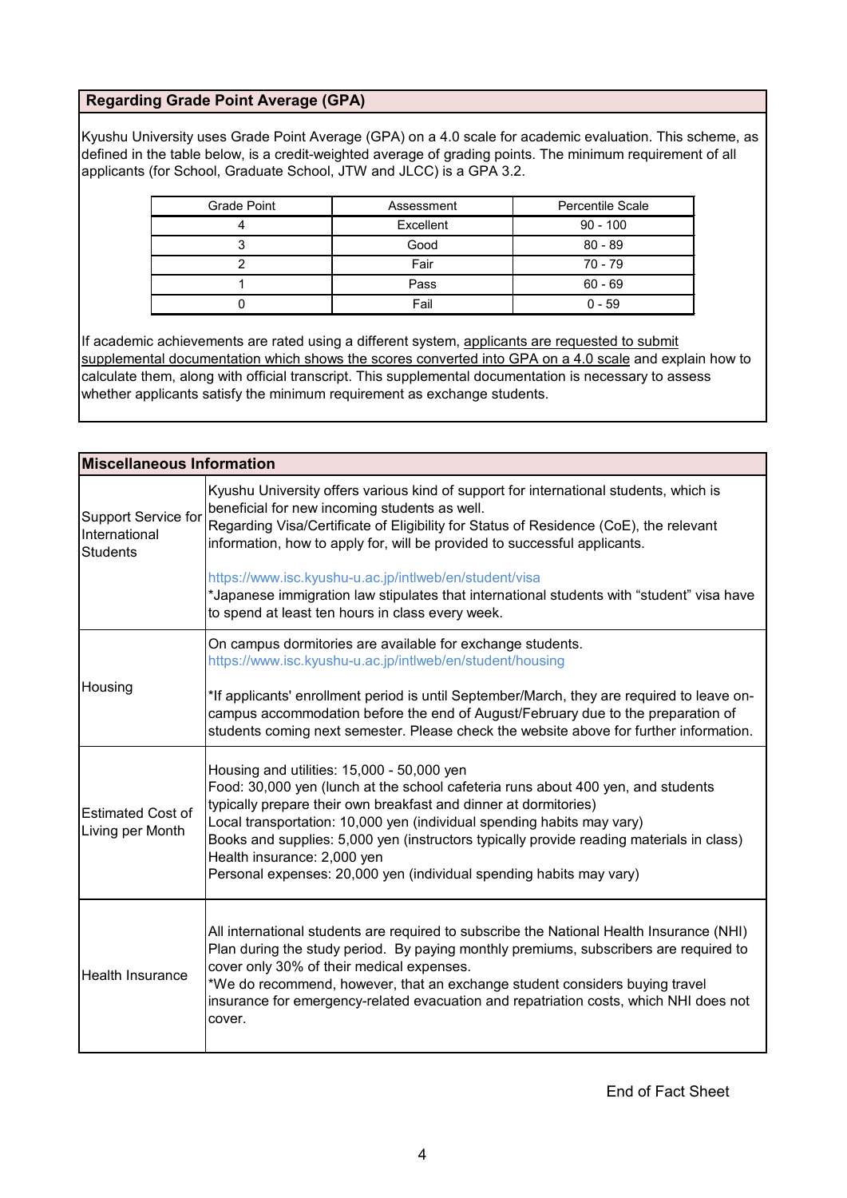## Regarding Grade Point Average (GPA)

Kyushu University uses Grade Point Average (GPA) on a 4.0 scale for academic evaluation. This scheme, as defined in the table below, is a credit-weighted average of grading points. The minimum requirement of all applicants (for School, Graduate School, JTW and JLCC) is a GPA 3.2.

| Grade Point | Assessment | Percentile Scale |
|---|---|---|
| 4 | Excellent | 90 - 100 |
| 3 | Good | 80 - 89 |
| 2 | Fair | 70 - 79 |
| 1 | Pass | 60 - 69 |
| 0 | Fail | 0 - 59 |

If academic achievements are rated using a different system, applicants are requested to submit supplemental documentation which shows the scores converted into GPA on a 4.0 scale and explain how to calculate them, along with official transcript. This supplemental documentation is necessary to assess whether applicants satisfy the minimum requirement as exchange students.

## Miscellaneous Information

| | |
|---|---|
| Support Service for International Students | Kyushu University offers various kind of support for international students, which is beneficial for new incoming students as well.<br>Regarding Visa/Certificate of Eligibility for Status of Residence (CoE), the relevant information, how to apply for, will be provided to successful applicants.<br><br>https://www.isc.kyushu-u.ac.jp/intlweb/en/student/visa<br>*Japanese immigration law stipulates that international students with “student” visa have to spend at least ten hours in class every week. |
| Housing | On campus dormitories are available for exchange students.<br>https://www.isc.kyushu-u.ac.jp/intlweb/en/student/housing<br><br>*If applicants' enrollment period is until September/March, they are required to leave on-campus accommodation before the end of August/February due to the preparation of students coming next semester. Please check the website above for further information. |
| Estimated Cost of Living per Month | Housing and utilities: 15,000 - 50,000 yen<br>Food: 30,000 yen (lunch at the school cafeteria runs about 400 yen, and students typically prepare their own breakfast and dinner at dormitories)<br>Local transportation: 10,000 yen (individual spending habits may vary)<br>Books and supplies: 5,000 yen (instructors typically provide reading materials in class)<br>Health insurance: 2,000 yen<br>Personal expenses: 20,000 yen (individual spending habits may vary) |
| Health Insurance | All international students are required to subscribe the National Health Insurance (NHI) Plan during the study period. By paying monthly premiums, subscribers are required to cover only 30% of their medical expenses.<br>*We do recommend, however, that an exchange student considers buying travel insurance for emergency-related evacuation and repatriation costs, which NHI does not cover. |

End of Fact Sheet